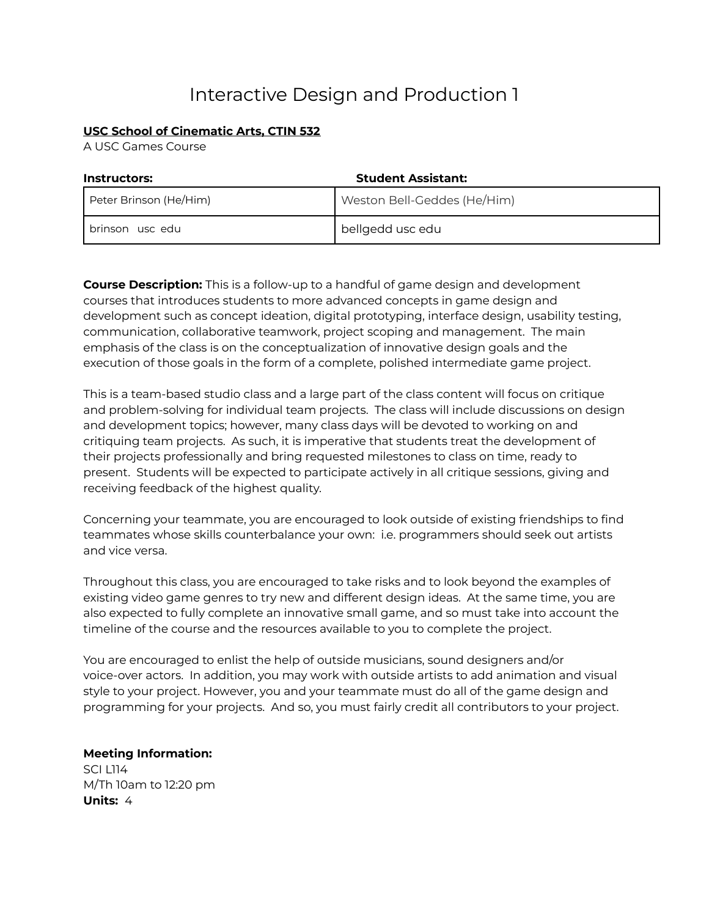# Interactive Design and Production 1

**USC School of Cinematic Arts, CTIN 532**
A USC Games Course

| Instructors: | Student Assistant: |
|---|---|
| Peter Brinson (He/Him) | Weston Bell-Geddes (He/Him) |
| brinson usc edu | bellgedd usc edu |

**Course Description:** This is a follow-up to a handful of game design and development courses that introduces students to more advanced concepts in game design and development such as concept ideation, digital prototyping, interface design, usability testing, communication, collaborative teamwork, project scoping and management. The main emphasis of the class is on the conceptualization of innovative design goals and the execution of those goals in the form of a complete, polished intermediate game project.

This is a team-based studio class and a large part of the class content will focus on critique and problem-solving for individual team projects. The class will include discussions on design and development topics; however, many class days will be devoted to working on and critiquing team projects. As such, it is imperative that students treat the development of their projects professionally and bring requested milestones to class on time, ready to present. Students will be expected to participate actively in all critique sessions, giving and receiving feedback of the highest quality.

Concerning your teammate, you are encouraged to look outside of existing friendships to find teammates whose skills counterbalance your own: i.e. programmers should seek out artists and vice versa.

Throughout this class, you are encouraged to take risks and to look beyond the examples of existing video game genres to try new and different design ideas. At the same time, you are also expected to fully complete an innovative small game, and so must take into account the timeline of the course and the resources available to you to complete the project.

You are encouraged to enlist the help of outside musicians, sound designers and/or voice-over actors. In addition, you may work with outside artists to add animation and visual style to your project. However, you and your teammate must do all of the game design and programming for your projects. And so, you must fairly credit all contributors to your project.

**Meeting Information:**
SCI L114
M/Th 10am to 12:20 pm
**Units:** 4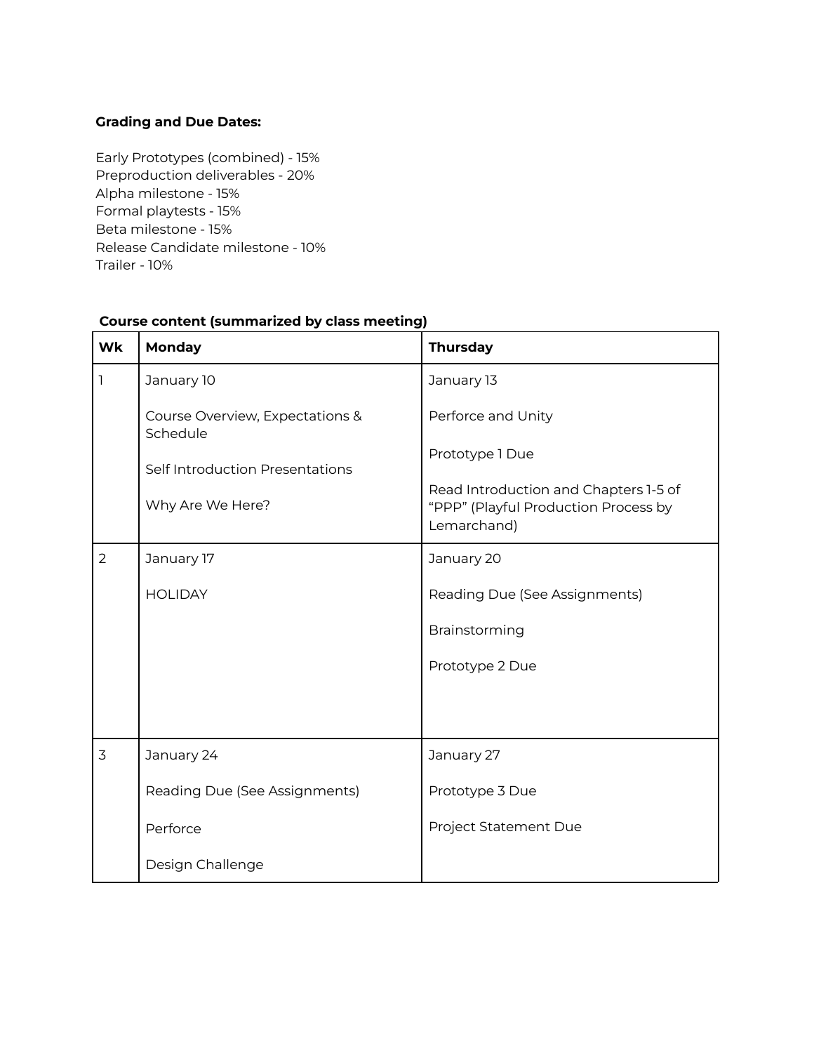**Grading and Due Dates:**

Early Prototypes (combined) - 15%
Preproduction deliverables - 20%
Alpha milestone - 15%
Formal playtests - 15%
Beta milestone - 15%
Release Candidate milestone - 10%
Trailer - 10%

**Course content (summarized by class meeting)**

| Wk | Monday | Thursday |
|---|---|---|
| 1 | January 10<br><br>Course Overview, Expectations & Schedule<br><br>Self Introduction Presentations<br><br>Why Are We Here? | January 13<br><br>Perforce and Unity<br><br>Prototype 1 Due<br><br>Read Introduction and Chapters 1-5 of "PPP" (Playful Production Process by Lemarchand) |
| 2 | January 17<br><br>HOLIDAY | January 20<br><br>Reading Due (See Assignments)<br><br>Brainstorming<br><br>Prototype 2 Due |
| 3 | January 24<br><br>Reading Due (See Assignments)<br><br>Perforce<br><br>Design Challenge | January 27<br><br>Prototype 3 Due<br><br>Project Statement Due |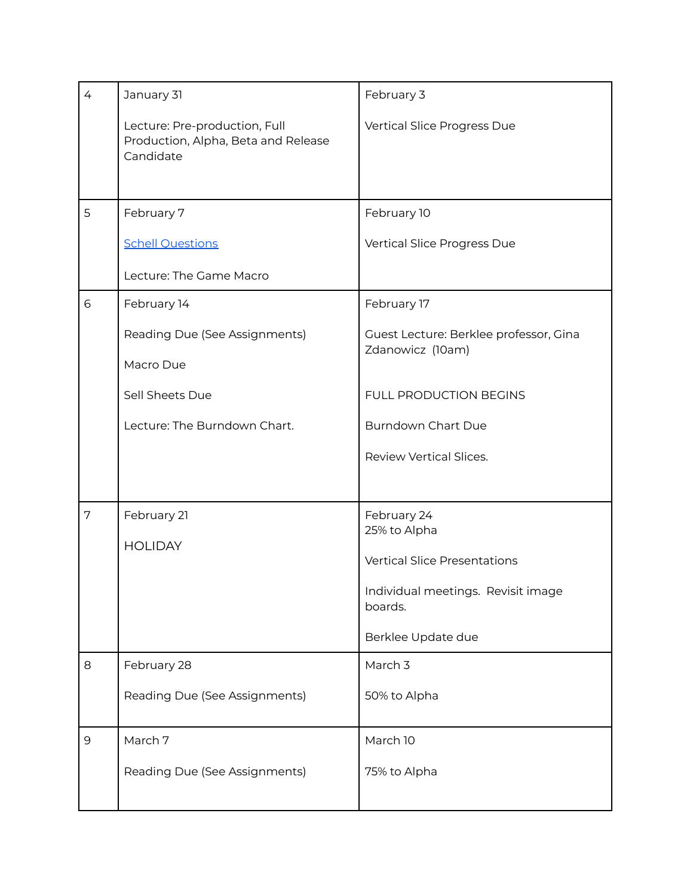| | | |
|---|---|---|
| 4 | January 31<br><br>Lecture: Pre-production, Full Production, Alpha, Beta and Release Candidate | February 3<br><br>Vertical Slice Progress Due |
| 5 | February 7<br><br>[Schell Questions]<br><br>Lecture: The Game Macro | February 10<br><br>Vertical Slice Progress Due |
| 6 | February 14<br><br>Reading Due (See Assignments)<br><br>Macro Due<br><br>Sell Sheets Due<br><br>Lecture: The Burndown Chart. | February 17<br><br>Guest Lecture: Berklee professor, Gina Zdanowicz (10am)<br><br>FULL PRODUCTION BEGINS<br><br>Burndown Chart Due<br><br>Review Vertical Slices. |
| 7 | February 21<br><br>HOLIDAY | February 24<br>25% to Alpha<br><br>Vertical Slice Presentations<br><br>Individual meetings. Revisit image boards.<br><br>Berklee Update due |
| 8 | February 28<br><br>Reading Due (See Assignments) | March 3<br><br>50% to Alpha |
| 9 | March 7<br><br>Reading Due (See Assignments) | March 10<br><br>75% to Alpha |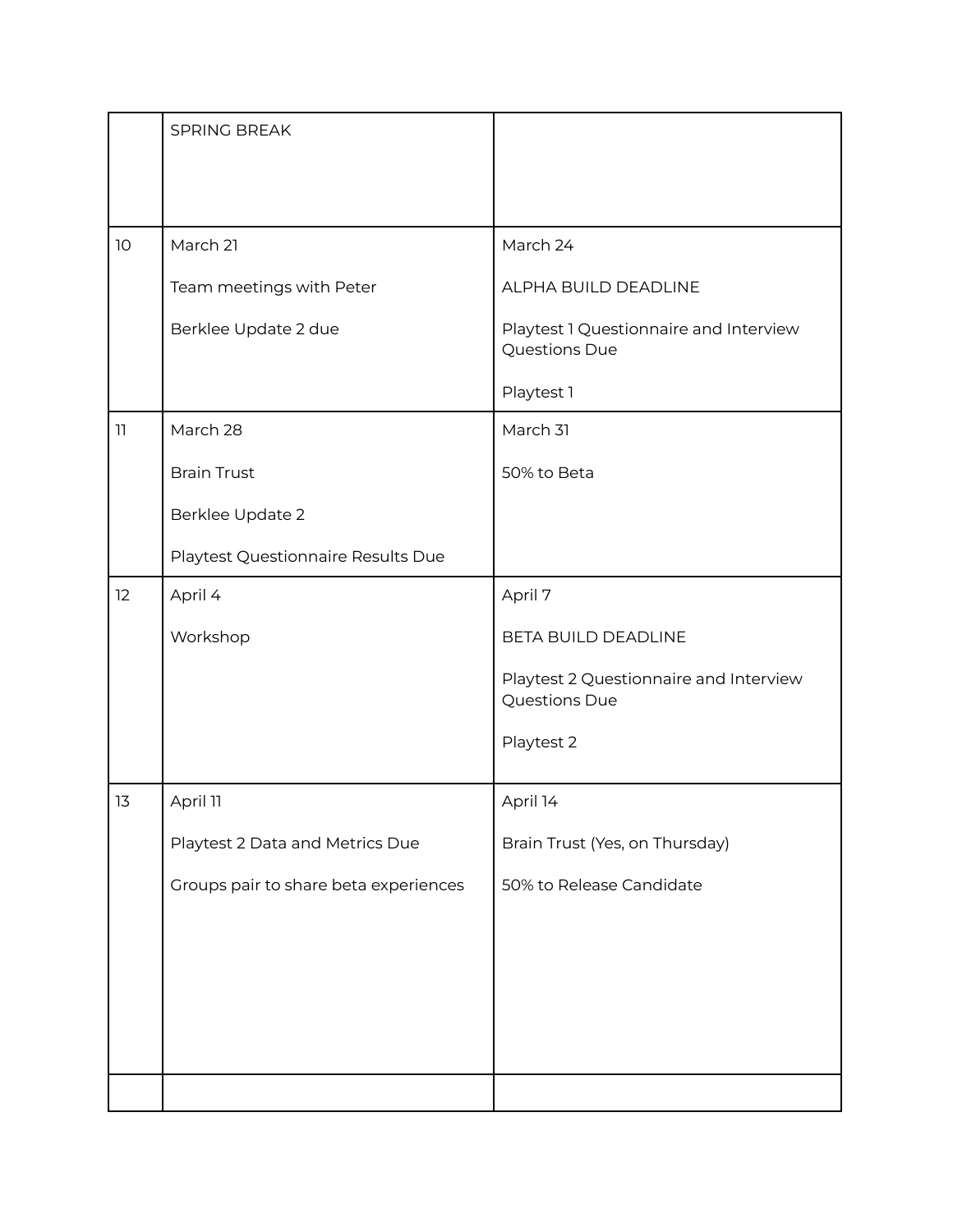| | | |
|---|---|---|
| | SPRING BREAK | |
| 10 | March 21<br><br>Team meetings with Peter<br><br>Berklee Update 2 due | March 24<br><br>ALPHA BUILD DEADLINE<br><br>Playtest 1 Questionnaire and Interview Questions Due<br><br>Playtest 1 |
| 11 | March 28<br><br>Brain Trust<br><br>Berklee Update 2<br><br>Playtest Questionnaire Results Due | March 31<br><br>50% to Beta |
| 12 | April 4<br><br>Workshop | April 7<br><br>BETA BUILD DEADLINE<br><br>Playtest 2 Questionnaire and Interview Questions Due<br><br>Playtest 2 |
| 13 | April 11<br><br>Playtest 2 Data and Metrics Due<br><br>Groups pair to share beta experiences | April 14<br><br>Brain Trust (Yes, on Thursday)<br><br>50% to Release Candidate |
| | | |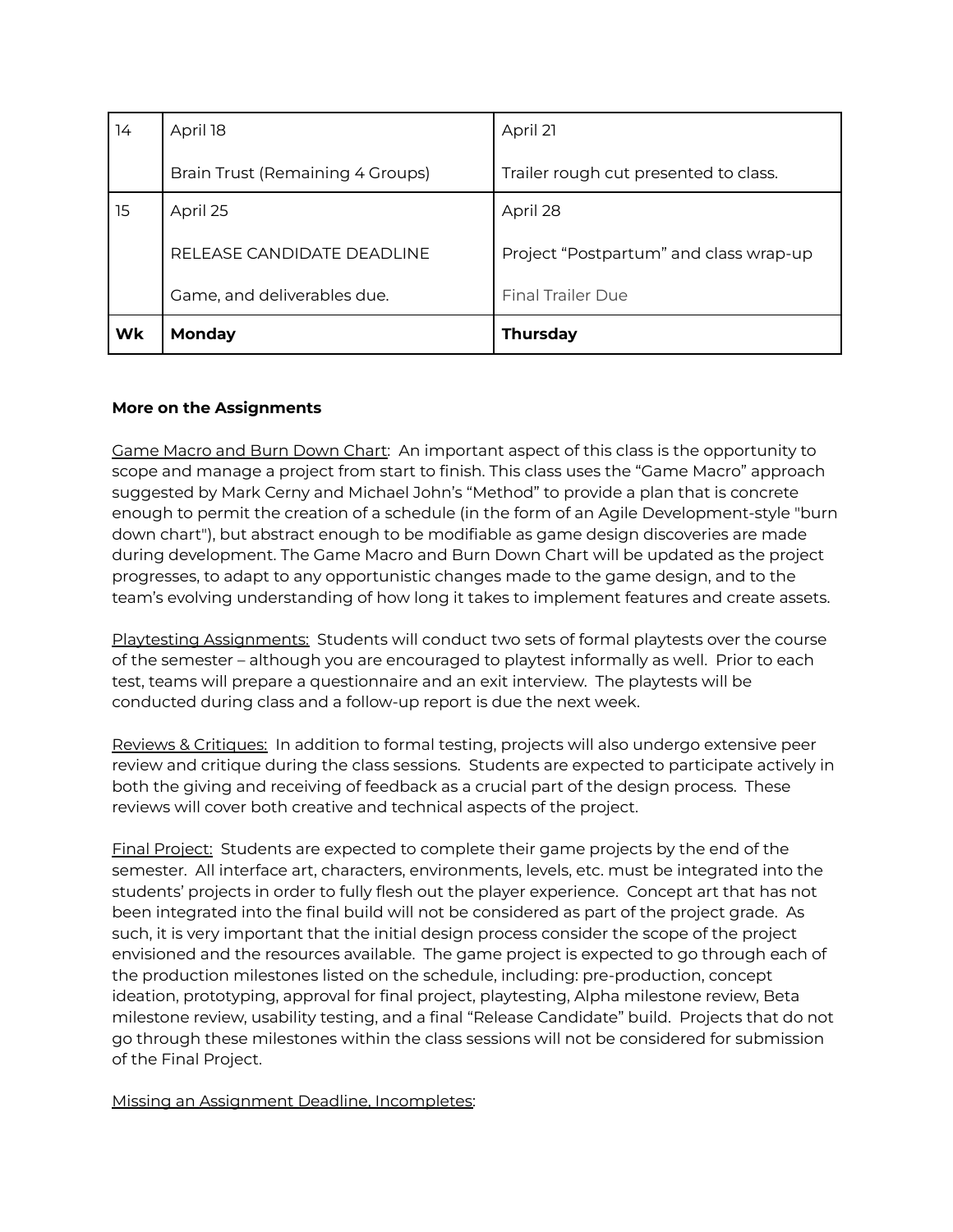| Wk | Monday | Thursday |
| --- | --- | --- |
| 14 | April 18<br><br>Brain Trust (Remaining 4 Groups) | April 21<br><br>Trailer rough cut presented to class. |
| 15 | April 25<br><br>RELEASE CANDIDATE DEADLINE<br><br>Game, and deliverables due. | April 28<br><br>Project "Postpartum" and class wrap-up<br><br>Final Trailer Due |

**More on the Assignments**

Game Macro and Burn Down Chart: An important aspect of this class is the opportunity to scope and manage a project from start to finish. This class uses the "Game Macro" approach suggested by Mark Cerny and Michael John's "Method" to provide a plan that is concrete enough to permit the creation of a schedule (in the form of an Agile Development-style "burn down chart"), but abstract enough to be modifiable as game design discoveries are made during development. The Game Macro and Burn Down Chart will be updated as the project progresses, to adapt to any opportunistic changes made to the game design, and to the team's evolving understanding of how long it takes to implement features and create assets.

Playtesting Assignments: Students will conduct two sets of formal playtests over the course of the semester – although you are encouraged to playtest informally as well. Prior to each test, teams will prepare a questionnaire and an exit interview. The playtests will be conducted during class and a follow-up report is due the next week.

Reviews & Critiques: In addition to formal testing, projects will also undergo extensive peer review and critique during the class sessions. Students are expected to participate actively in both the giving and receiving of feedback as a crucial part of the design process. These reviews will cover both creative and technical aspects of the project.

Final Project: Students are expected to complete their game projects by the end of the semester. All interface art, characters, environments, levels, etc. must be integrated into the students' projects in order to fully flesh out the player experience. Concept art that has not been integrated into the final build will not be considered as part of the project grade. As such, it is very important that the initial design process consider the scope of the project envisioned and the resources available. The game project is expected to go through each of the production milestones listed on the schedule, including: pre-production, concept ideation, prototyping, approval for final project, playtesting, Alpha milestone review, Beta milestone review, usability testing, and a final "Release Candidate" build. Projects that do not go through these milestones within the class sessions will not be considered for submission of the Final Project.

Missing an Assignment Deadline, Incompletes: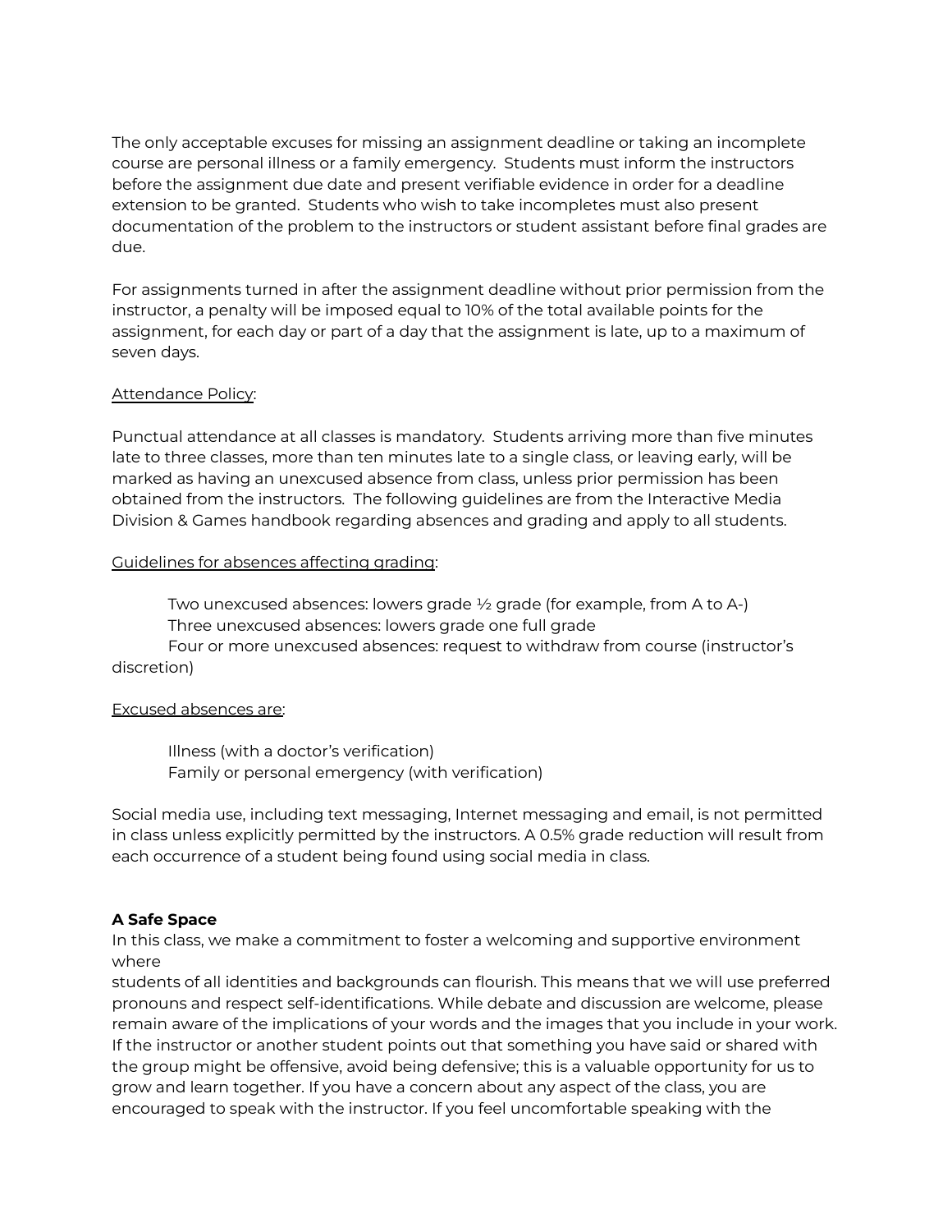The only acceptable excuses for missing an assignment deadline or taking an incomplete course are personal illness or a family emergency. Students must inform the instructors before the assignment due date and present verifiable evidence in order for a deadline extension to be granted. Students who wish to take incompletes must also present documentation of the problem to the instructors or student assistant before final grades are due.

For assignments turned in after the assignment deadline without prior permission from the instructor, a penalty will be imposed equal to 10% of the total available points for the assignment, for each day or part of a day that the assignment is late, up to a maximum of seven days.

Attendance Policy:

Punctual attendance at all classes is mandatory. Students arriving more than five minutes late to three classes, more than ten minutes late to a single class, or leaving early, will be marked as having an unexcused absence from class, unless prior permission has been obtained from the instructors. The following guidelines are from the Interactive Media Division & Games handbook regarding absences and grading and apply to all students.

Guidelines for absences affecting grading:

Two unexcused absences: lowers grade ½ grade (for example, from A to A-)
Three unexcused absences: lowers grade one full grade
Four or more unexcused absences: request to withdraw from course (instructor's discretion)

Excused absences are:

Illness (with a doctor's verification)
Family or personal emergency (with verification)

Social media use, including text messaging, Internet messaging and email, is not permitted in class unless explicitly permitted by the instructors. A 0.5% grade reduction will result from each occurrence of a student being found using social media in class.

**A Safe Space**

In this class, we make a commitment to foster a welcoming and supportive environment where students of all identities and backgrounds can flourish. This means that we will use preferred pronouns and respect self-identifications. While debate and discussion are welcome, please remain aware of the implications of your words and the images that you include in your work. If the instructor or another student points out that something you have said or shared with the group might be offensive, avoid being defensive; this is a valuable opportunity for us to grow and learn together. If you have a concern about any aspect of the class, you are encouraged to speak with the instructor. If you feel uncomfortable speaking with the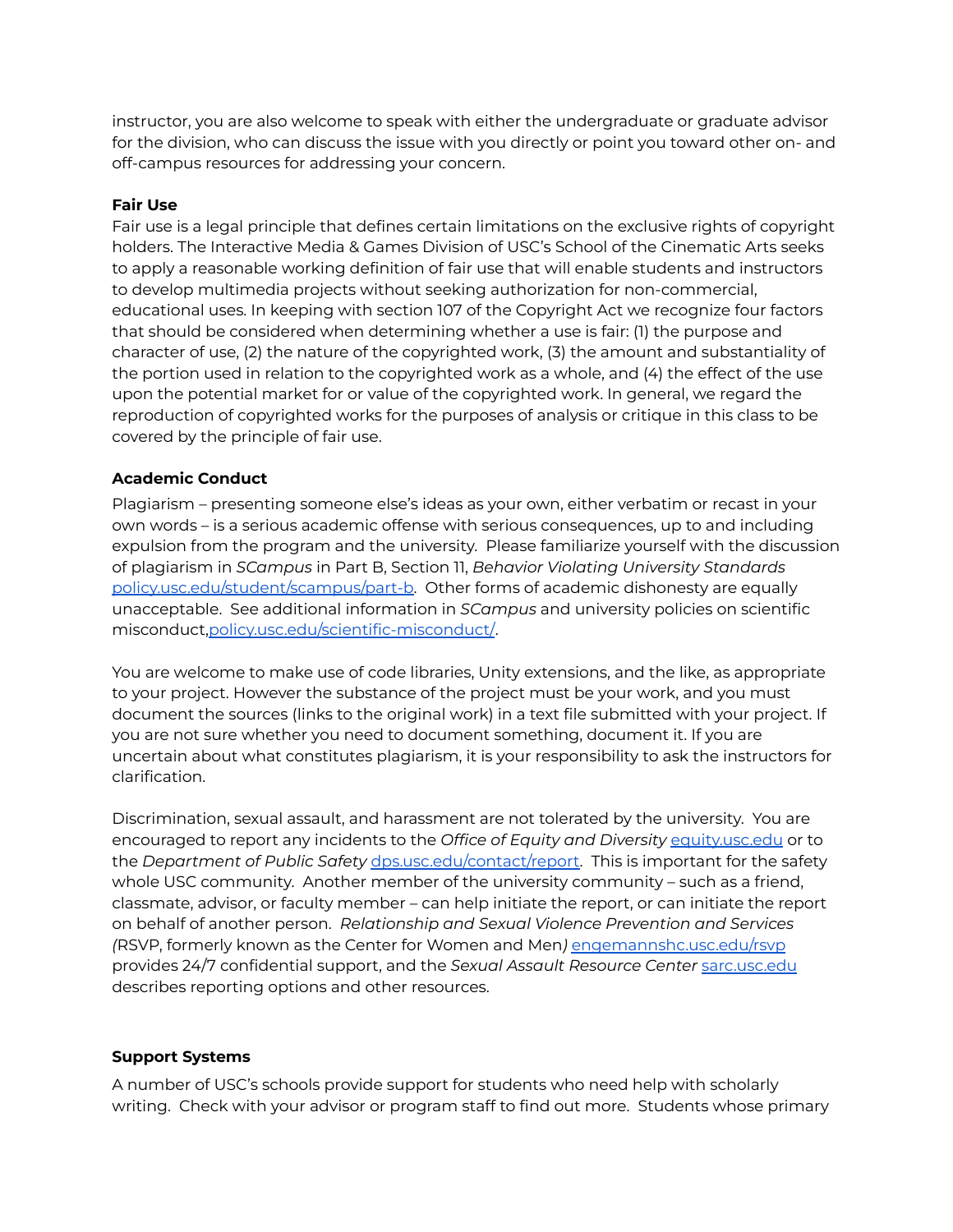instructor, you are also welcome to speak with either the undergraduate or graduate advisor for the division, who can discuss the issue with you directly or point you toward other on- and off-campus resources for addressing your concern.

**Fair Use**

Fair use is a legal principle that defines certain limitations on the exclusive rights of copyright holders. The Interactive Media & Games Division of USC's School of the Cinematic Arts seeks to apply a reasonable working definition of fair use that will enable students and instructors to develop multimedia projects without seeking authorization for non-commercial, educational uses. In keeping with section 107 of the Copyright Act we recognize four factors that should be considered when determining whether a use is fair: (1) the purpose and character of use, (2) the nature of the copyrighted work, (3) the amount and substantiality of the portion used in relation to the copyrighted work as a whole, and (4) the effect of the use upon the potential market for or value of the copyrighted work. In general, we regard the reproduction of copyrighted works for the purposes of analysis or critique in this class to be covered by the principle of fair use.

**Academic Conduct**

Plagiarism – presenting someone else's ideas as your own, either verbatim or recast in your own words – is a serious academic offense with serious consequences, up to and including expulsion from the program and the university. Please familiarize yourself with the discussion of plagiarism in *SCampus* in Part B, Section 11, *Behavior Violating University Standards* [policy.usc.edu/student/scampus/part-b](policy.usc.edu/student/scampus/part-b). Other forms of academic dishonesty are equally unacceptable. See additional information in *SCampus* and university policies on scientific misconduct,[policy.usc.edu/scientific-misconduct/](policy.usc.edu/scientific-misconduct/).

You are welcome to make use of code libraries, Unity extensions, and the like, as appropriate to your project. However the substance of the project must be your work, and you must document the sources (links to the original work) in a text file submitted with your project. If you are not sure whether you need to document something, document it. If you are uncertain about what constitutes plagiarism, it is your responsibility to ask the instructors for clarification.

Discrimination, sexual assault, and harassment are not tolerated by the university. You are encouraged to report any incidents to the *Office of Equity and Diversity* [equity.usc.edu](equity.usc.edu) or to the *Department of Public Safety* [dps.usc.edu/contact/report](dps.usc.edu/contact/report). This is important for the safety whole USC community. Another member of the university community – such as a friend, classmate, advisor, or faculty member – can help initiate the report, or can initiate the report on behalf of another person. *Relationship and Sexual Violence Prevention and Services (*RSVP, formerly known as the Center for Women and Men*)* [engemannshc.usc.edu/rsvp](engemannshc.usc.edu/rsvp) provides 24/7 confidential support, and the *Sexual Assault Resource Center* [sarc.usc.edu](sarc.usc.edu) describes reporting options and other resources.

**Support Systems**

A number of USC's schools provide support for students who need help with scholarly writing. Check with your advisor or program staff to find out more. Students whose primary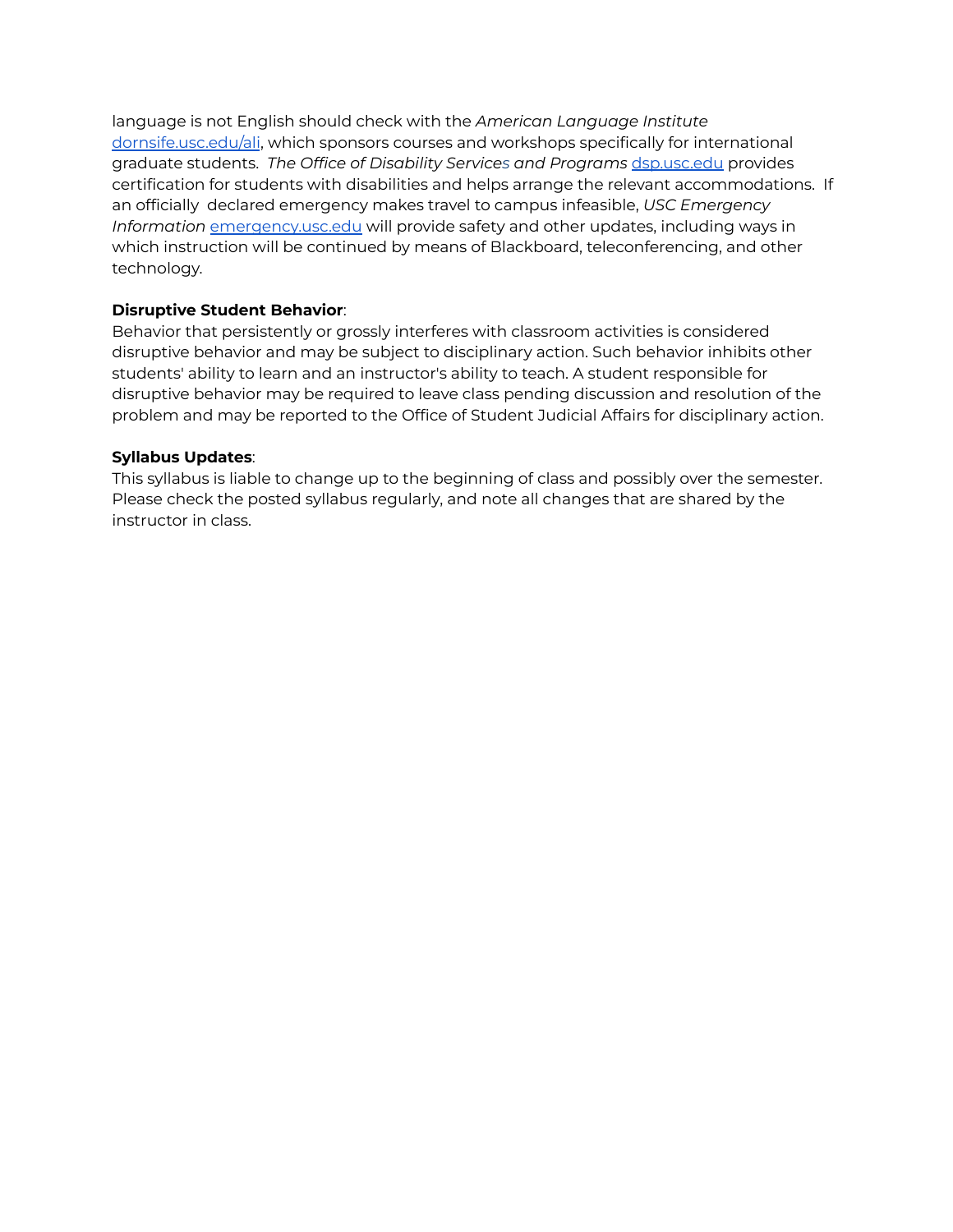language is not English should check with the *American Language Institute* dornsife.usc.edu/ali, which sponsors courses and workshops specifically for international graduate students. *The Office of Disability Services and Programs* dsp.usc.edu provides certification for students with disabilities and helps arrange the relevant accommodations. If an officially declared emergency makes travel to campus infeasible, *USC Emergency Information* emergency.usc.edu will provide safety and other updates, including ways in which instruction will be continued by means of Blackboard, teleconferencing, and other technology.

**Disruptive Student Behavior**:
Behavior that persistently or grossly interferes with classroom activities is considered disruptive behavior and may be subject to disciplinary action. Such behavior inhibits other students' ability to learn and an instructor's ability to teach. A student responsible for disruptive behavior may be required to leave class pending discussion and resolution of the problem and may be reported to the Office of Student Judicial Affairs for disciplinary action.

**Syllabus Updates**:
This syllabus is liable to change up to the beginning of class and possibly over the semester. Please check the posted syllabus regularly, and note all changes that are shared by the instructor in class.